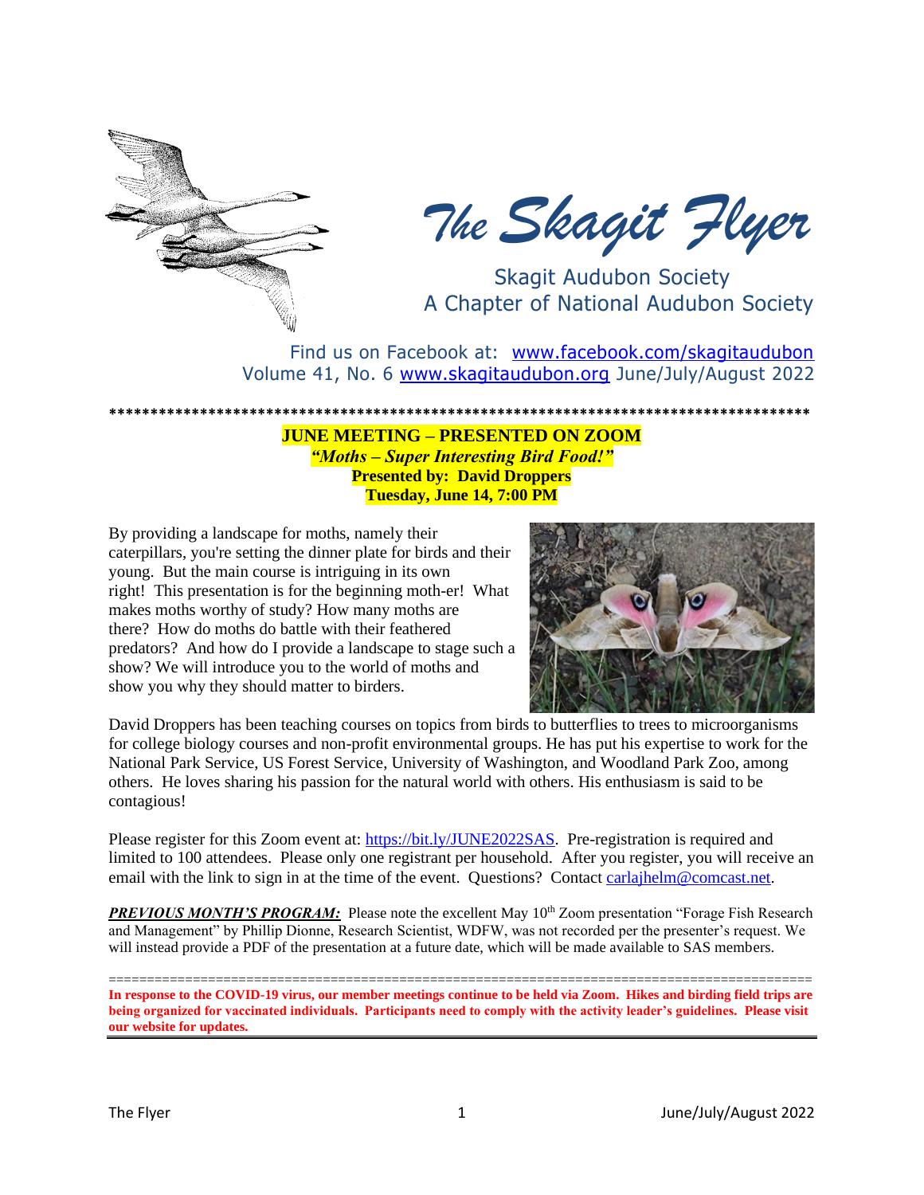# *The Skagit Flyer*

Skagit Audubon Society
A Chapter of National Audubon Society

Find us on Facebook at: www.facebook.com/skagitaudubon
Volume 41, No. 6 www.skagitaudubon.org June/July/August 2022

**************************************************************************************

## JUNE MEETING – PRESENTED ON ZOOM

***"Moths – Super Interesting Bird Food!"***

**Presented by: David Droppers**

**Tuesday, June 14, 7:00 PM**

By providing a landscape for moths, namely their caterpillars, you're setting the dinner plate for birds and their young. But the main course is intriguing in its own right! This presentation is for the beginning moth-er! What makes moths worthy of study? How many moths are there? How do moths do battle with their feathered predators? And how do I provide a landscape to stage such a show? We will introduce you to the world of moths and show you why they should matter to birders.

David Droppers has been teaching courses on topics from birds to butterflies to trees to microorganisms for college biology courses and non-profit environmental groups. He has put his expertise to work for the National Park Service, US Forest Service, University of Washington, and Woodland Park Zoo, among others. He loves sharing his passion for the natural world with others. His enthusiasm is said to be contagious!

Please register for this Zoom event at: https://bit.ly/JUNE2022SAS. Pre-registration is required and limited to 100 attendees. Please only one registrant per household. After you register, you will receive an email with the link to sign in at the time of the event. Questions? Contact carlajhelm@comcast.net.

***PREVIOUS MONTH'S PROGRAM:*** Please note the excellent May 10th Zoom presentation "Forage Fish Research and Management" by Phillip Dionne, Research Scientist, WDFW, was not recorded per the presenter's request. We will instead provide a PDF of the presentation at a future date, which will be made available to SAS members.

**In response to the COVID-19 virus, our member meetings continue to be held via Zoom. Hikes and birding field trips are being organized for vaccinated individuals. Participants need to comply with the activity leader's guidelines. Please visit our website for updates.**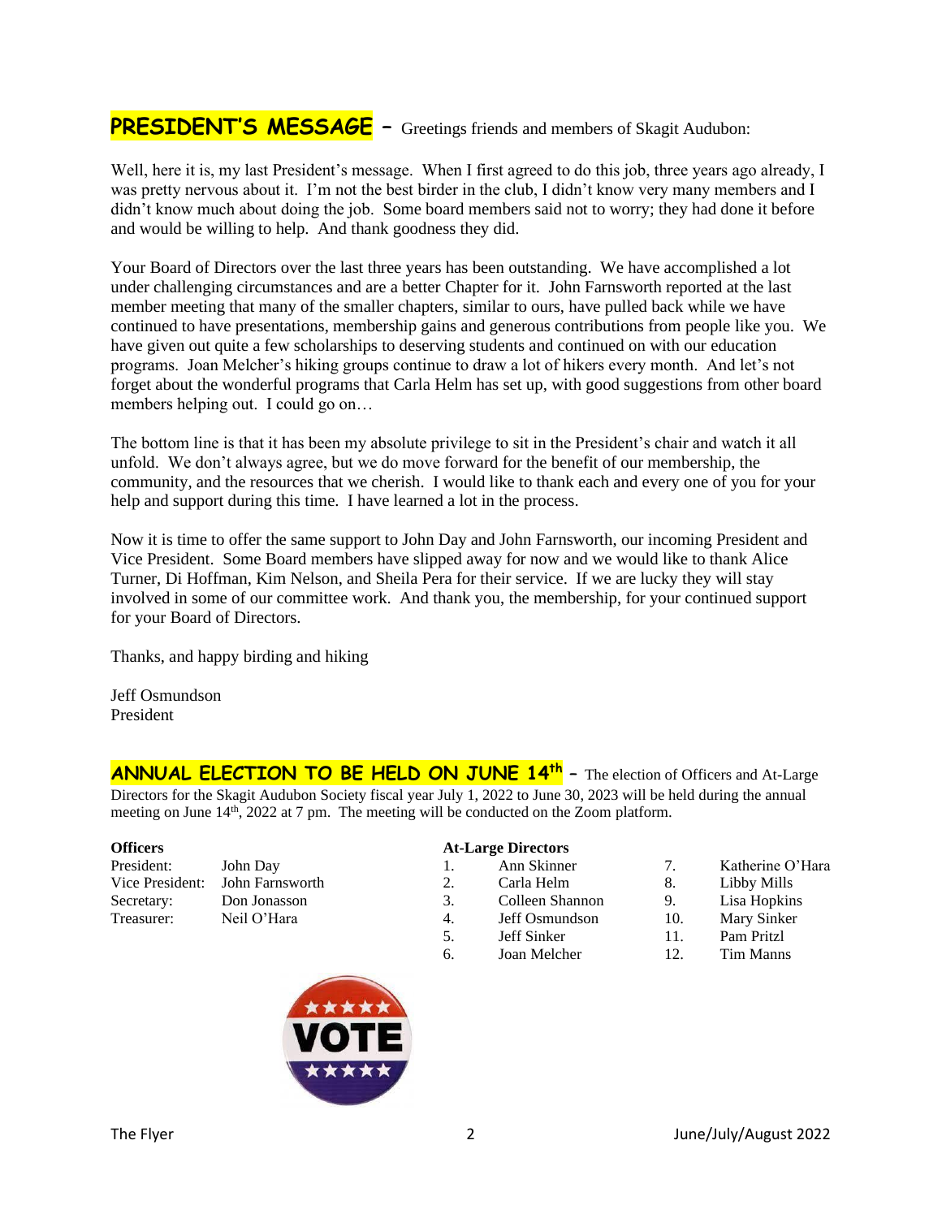## PRESIDENT'S MESSAGE – Greetings friends and members of Skagit Audubon:

Well, here it is, my last President's message. When I first agreed to do this job, three years ago already, I was pretty nervous about it. I'm not the best birder in the club, I didn't know very many members and I didn't know much about doing the job. Some board members said not to worry; they had done it before and would be willing to help. And thank goodness they did.

Your Board of Directors over the last three years has been outstanding. We have accomplished a lot under challenging circumstances and are a better Chapter for it. John Farnsworth reported at the last member meeting that many of the smaller chapters, similar to ours, have pulled back while we have continued to have presentations, membership gains and generous contributions from people like you. We have given out quite a few scholarships to deserving students and continued on with our education programs. Joan Melcher's hiking groups continue to draw a lot of hikers every month. And let's not forget about the wonderful programs that Carla Helm has set up, with good suggestions from other board members helping out. I could go on…

The bottom line is that it has been my absolute privilege to sit in the President's chair and watch it all unfold. We don't always agree, but we do move forward for the benefit of our membership, the community, and the resources that we cherish. I would like to thank each and every one of you for your help and support during this time. I have learned a lot in the process.

Now it is time to offer the same support to John Day and John Farnsworth, our incoming President and Vice President. Some Board members have slipped away for now and we would like to thank Alice Turner, Di Hoffman, Kim Nelson, and Sheila Pera for their service. If we are lucky they will stay involved in some of our committee work. And thank you, the membership, for your continued support for your Board of Directors.

Thanks, and happy birding and hiking

Jeff Osmundson
President

## ANNUAL ELECTION TO BE HELD ON JUNE 14th – The election of Officers and At-Large Directors for the Skagit Audubon Society fiscal year July 1, 2022 to June 30, 2023 will be held during the annual meeting on June 14th, 2022 at 7 pm. The meeting will be conducted on the Zoom platform.

**Officers**

| | |
|---|---|
| President: | John Day |
| Vice President: | John Farnsworth |
| Secretary: | Don Jonasson |
| Treasurer: | Neil O'Hara |

**At-Large Directors**

1. Ann Skinner
2. Carla Helm
3. Colleen Shannon
4. Jeff Osmundson
5. Jeff Sinker
6. Joan Melcher
7. Katherine O'Hara
8. Libby Mills
9. Lisa Hopkins
10. Mary Sinker
11. Pam Pritzl
12. Tim Manns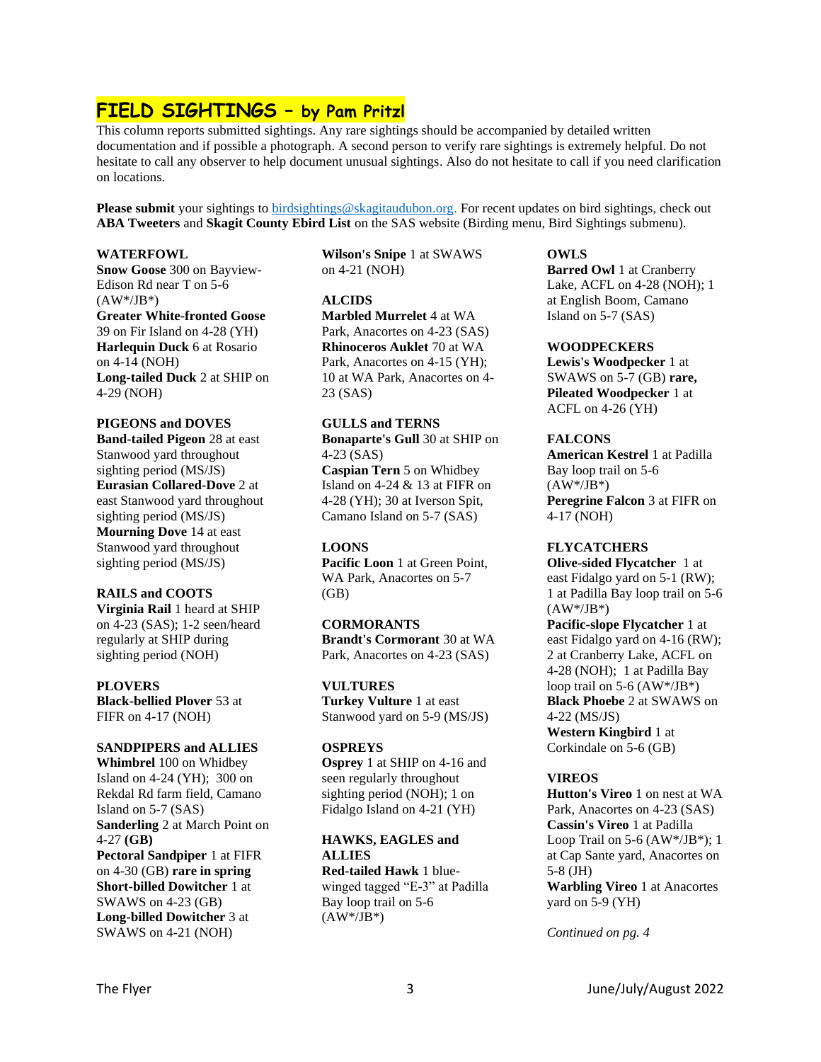# FIELD SIGHTINGS – by Pam Pritzl

This column reports submitted sightings. Any rare sightings should be accompanied by detailed written documentation and if possible a photograph. A second person to verify rare sightings is extremely helpful. Do not hesitate to call any observer to help document unusual sightings. Also do not hesitate to call if you need clarification on locations.

**Please submit** your sightings to birdsightings@skagitaudubon.org. For recent updates on bird sightings, check out **ABA Tweeters** and **Skagit County Ebird List** on the SAS website (Birding menu, Bird Sightings submenu).

**WATERFOWL**

**Snow Goose** 300 on Bayview-Edison Rd near T on 5-6 (AW*/JB*)
**Greater White-fronted Goose** 39 on Fir Island on 4-28 (YH)
**Harlequin Duck** 6 at Rosario on 4-14 (NOH)
**Long-tailed Duck** 2 at SHIP on 4-29 (NOH)

**PIGEONS and DOVES**

**Band-tailed Pigeon** 28 at east Stanwood yard throughout sighting period (MS/JS)
**Eurasian Collared-Dove** 2 at east Stanwood yard throughout sighting period (MS/JS)
**Mourning Dove** 14 at east Stanwood yard throughout sighting period (MS/JS)

**RAILS and COOTS**

**Virginia Rail** 1 heard at SHIP on 4-23 (SAS); 1-2 seen/heard regularly at SHIP during sighting period (NOH)

**PLOVERS**

**Black-bellied Plover** 53 at FIFR on 4-17 (NOH)

**SANDPIPERS and ALLIES**

**Whimbrel** 100 on Whidbey Island on 4-24 (YH); 300 on Rekdal Rd farm field, Camano Island on 5-7 (SAS)
**Sanderling** 2 at March Point on 4-27 **(GB)**
**Pectoral Sandpiper** 1 at FIFR on 4-30 (GB) **rare in spring**
**Short-billed Dowitcher** 1 at SWAWS on 4-23 (GB)
**Long-billed Dowitcher** 3 at SWAWS on 4-21 (NOH)
**Wilson's Snipe** 1 at SWAWS on 4-21 (NOH)

**ALCIDS**

**Marbled Murrelet** 4 at WA Park, Anacortes on 4-23 (SAS)
**Rhinoceros Auklet** 70 at WA Park, Anacortes on 4-15 (YH); 10 at WA Park, Anacortes on 4-23 (SAS)

**GULLS and TERNS**

**Bonaparte's Gull** 30 at SHIP on 4-23 (SAS)
**Caspian Tern** 5 on Whidbey Island on 4-24 & 13 at FIFR on 4-28 (YH); 30 at Iverson Spit, Camano Island on 5-7 (SAS)

**LOONS**

**Pacific Loon** 1 at Green Point, WA Park, Anacortes on 5-7 (GB)

**CORMORANTS**

**Brandt's Cormorant** 30 at WA Park, Anacortes on 4-23 (SAS)

**VULTURES**

**Turkey Vulture** 1 at east Stanwood yard on 5-9 (MS/JS)

**OSPREYS**

**Osprey** 1 at SHIP on 4-16 and seen regularly throughout sighting period (NOH); 1 on Fidalgo Island on 4-21 (YH)

**HAWKS, EAGLES and ALLIES**

**Red-tailed Hawk** 1 blue-winged tagged "E-3" at Padilla Bay loop trail on 5-6 (AW*/JB*)

**OWLS**

**Barred Owl** 1 at Cranberry Lake, ACFL on 4-28 (NOH); 1 at English Boom, Camano Island on 5-7 (SAS)

**WOODPECKERS**

**Lewis's Woodpecker** 1 at SWAWS on 5-7 (GB) **rare,**
**Pileated Woodpecker** 1 at ACFL on 4-26 (YH)

**FALCONS**

**American Kestrel** 1 at Padilla Bay loop trail on 5-6 (AW*/JB*)
**Peregrine Falcon** 3 at FIFR on 4-17 (NOH)

**FLYCATCHERS**

**Olive-sided Flycatcher** 1 at east Fidalgo yard on 5-1 (RW); 1 at Padilla Bay loop trail on 5-6 (AW*/JB*)
**Pacific-slope Flycatcher** 1 at east Fidalgo yard on 4-16 (RW); 2 at Cranberry Lake, ACFL on 4-28 (NOH); 1 at Padilla Bay loop trail on 5-6 (AW*/JB*)
**Black Phoebe** 2 at SWAWS on 4-22 (MS/JS)
**Western Kingbird** 1 at Corkindale on 5-6 (GB)

**VIREOS**

**Hutton's Vireo** 1 on nest at WA Park, Anacortes on 4-23 (SAS)
**Cassin's Vireo** 1 at Padilla Loop Trail on 5-6 (AW*/JB*); 1 at Cap Sante yard, Anacortes on 5-8 (JH)
**Warbling Vireo** 1 at Anacortes yard on 5-9 (YH)

*Continued on pg. 4*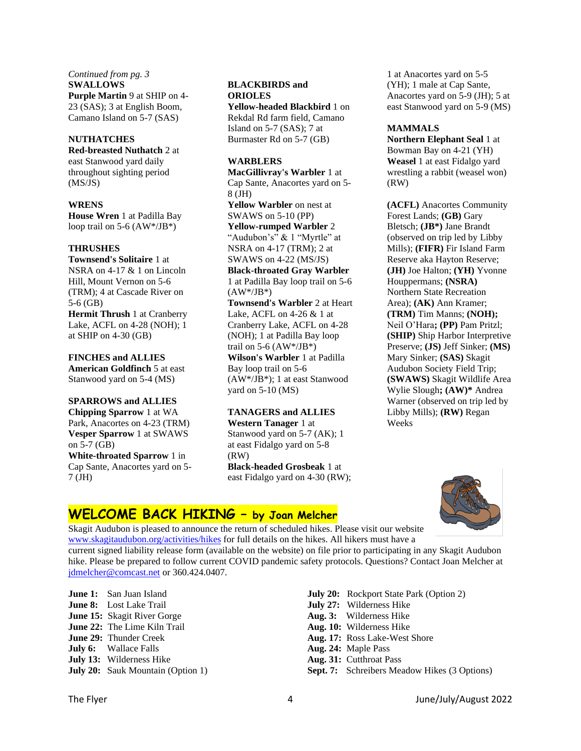*Continued from pg. 3*

**SWALLOWS**

**Purple Martin** 9 at SHIP on 4-23 (SAS); 3 at English Boom, Camano Island on 5-7 (SAS)

**NUTHATCHES**

**Red-breasted Nuthatch** 2 at east Stanwood yard daily throughout sighting period (MS/JS)

**WRENS**

**House Wren** 1 at Padilla Bay loop trail on 5-6 (AW*/JB*)

**THRUSHES**

**Townsend's Solitaire** 1 at NSRA on 4-17 & 1 on Lincoln Hill, Mount Vernon on 5-6 (TRM); 4 at Cascade River on 5-6 (GB)
**Hermit Thrush** 1 at Cranberry Lake, ACFL on 4-28 (NOH); 1 at SHIP on 4-30 (GB)

**FINCHES and ALLIES**

**American Goldfinch** 5 at east Stanwood yard on 5-4 (MS)

**SPARROWS and ALLIES**

**Chipping Sparrow** 1 at WA Park, Anacortes on 4-23 (TRM)
**Vesper Sparrow** 1 at SWAWS on 5-7 (GB)
**White-throated Sparrow** 1 in Cap Sante, Anacortes yard on 5-7 (JH)

**BLACKBIRDS and ORIOLES**

**Yellow-headed Blackbird** 1 on Rekdal Rd farm field, Camano Island on 5-7 (SAS); 7 at Burmaster Rd on 5-7 (GB)

**WARBLERS**

**MacGillivray's Warbler** 1 at Cap Sante, Anacortes yard on 5-8 (JH)
**Yellow Warbler** on nest at SWAWS on 5-10 (PP)
**Yellow-rumped Warbler** 2 "Audubon's" & 1 "Myrtle" at NSRA on 4-17 (TRM); 2 at SWAWS on 4-22 (MS/JS)
**Black-throated Gray Warbler** 1 at Padilla Bay loop trail on 5-6 (AW*/JB*)
**Townsend's Warbler** 2 at Heart Lake, ACFL on 4-26 & 1 at Cranberry Lake, ACFL on 4-28 (NOH); 1 at Padilla Bay loop trail on 5-6 (AW*/JB*)
**Wilson's Warbler** 1 at Padilla Bay loop trail on 5-6 (AW*/JB*); 1 at east Stanwood yard on 5-10 (MS)

**TANAGERS and ALLIES**

**Western Tanager** 1 at Stanwood yard on 5-7 (AK); 1 at east Fidalgo yard on 5-8 (RW)
**Black-headed Grosbeak** 1 at east Fidalgo yard on 4-30 (RW); 1 at Anacortes yard on 5-5 (YH); 1 male at Cap Sante, Anacortes yard on 5-9 (JH); 5 at east Stanwood yard on 5-9 (MS)

**MAMMALS**

**Northern Elephant Seal** 1 at Bowman Bay on 4-21 (YH)
**Weasel** 1 at east Fidalgo yard wrestling a rabbit (weasel won) (RW)

**(ACFL)** Anacortes Community Forest Lands; **(GB)** Gary Bletsch; **(JB*)** Jane Brandt (observed on trip led by Libby Mills); **(FIFR)** Fir Island Farm Reserve aka Hayton Reserve; **(JH)** Joe Halton; **(YH)** Yvonne Houppermans; **(NSRA)** Northern State Recreation Area); **(AK)** Ann Kramer; **(TRM)** Tim Manns; **(NOH);** Neil O'Hara**; (PP)** Pam Pritzl; **(SHIP)** Ship Harbor Interpretive Preserve; **(JS)** Jeff Sinker; **(MS)** Mary Sinker; **(SAS)** Skagit Audubon Society Field Trip; **(SWAWS)** Skagit Wildlife Area Wylie Slough**; (AW)*** Andrea Warner (observed on trip led by Libby Mills); **(RW)** Regan Weeks

## WELCOME BACK HIKING – by Joan Melcher

Skagit Audubon is pleased to announce the return of scheduled hikes. Please visit our website www.skagitaudubon.org/activities/hikes for full details on the hikes. All hikers must have a current signed liability release form (available on the website) on file prior to participating in any Skagit Audubon hike. Please be prepared to follow current COVID pandemic safety protocols. Questions? Contact Joan Melcher at jdmelcher@comcast.net or 360.424.0407.

**June 1:** San Juan Island
**June 8:** Lost Lake Trail
**June 15:** Skagit River Gorge
**June 22:** The Lime Kiln Trail
**June 29:** Thunder Creek
**July 6:** Wallace Falls
**July 13:** Wilderness Hike
**July 20:** Sauk Mountain (Option 1)
**July 20:** Rockport State Park (Option 2)
**July 27:** Wilderness Hike
**Aug. 3:** Wilderness Hike
**Aug. 10:** Wilderness Hike
**Aug. 17:** Ross Lake-West Shore
**Aug. 24:** Maple Pass
**Aug. 31:** Cutthroat Pass
**Sept. 7:** Schreibers Meadow Hikes (3 Options)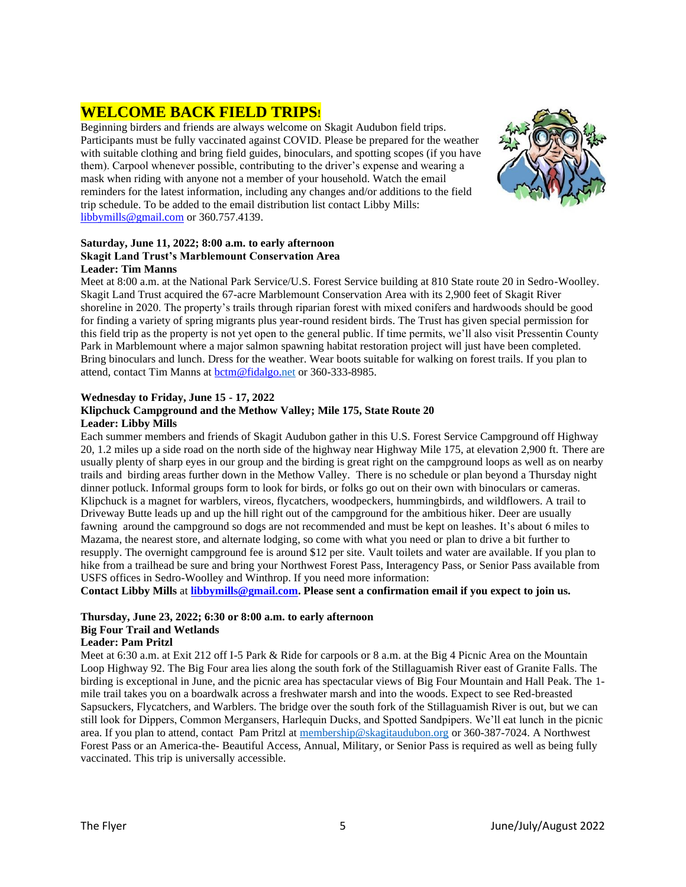# WELCOME BACK FIELD TRIPS!

Beginning birders and friends are always welcome on Skagit Audubon field trips. Participants must be fully vaccinated against COVID. Please be prepared for the weather with suitable clothing and bring field guides, binoculars, and spotting scopes (if you have them). Carpool whenever possible, contributing to the driver's expense and wearing a mask when riding with anyone not a member of your household. Watch the email reminders for the latest information, including any changes and/or additions to the field trip schedule. To be added to the email distribution list contact Libby Mills: libbymills@gmail.com or 360.757.4139.

**Saturday, June 11, 2022; 8:00 a.m. to early afternoon**
**Skagit Land Trust's Marblemount Conservation Area**
**Leader: Tim Manns**

Meet at 8:00 a.m. at the National Park Service/U.S. Forest Service building at 810 State route 20 in Sedro-Woolley. Skagit Land Trust acquired the 67-acre Marblemount Conservation Area with its 2,900 feet of Skagit River shoreline in 2020. The property's trails through riparian forest with mixed conifers and hardwoods should be good for finding a variety of spring migrants plus year-round resident birds. The Trust has given special permission for this field trip as the property is not yet open to the general public. If time permits, we'll also visit Pressentin County Park in Marblemount where a major salmon spawning habitat restoration project will just have been completed. Bring binoculars and lunch. Dress for the weather. Wear boots suitable for walking on forest trails. If you plan to attend, contact Tim Manns at bctm@fidalgo.net or 360-333-8985.

**Wednesday to Friday, June 15 - 17, 2022**
**Klipchuck Campground and the Methow Valley; Mile 175, State Route 20**
**Leader: Libby Mills**

Each summer members and friends of Skagit Audubon gather in this U.S. Forest Service Campground off Highway 20, 1.2 miles up a side road on the north side of the highway near Highway Mile 175, at elevation 2,900 ft. There are usually plenty of sharp eyes in our group and the birding is great right on the campground loops as well as on nearby trails and birding areas further down in the Methow Valley. There is no schedule or plan beyond a Thursday night dinner potluck. Informal groups form to look for birds, or folks go out on their own with binoculars or cameras. Klipchuck is a magnet for warblers, vireos, flycatchers, woodpeckers, hummingbirds, and wildflowers. A trail to Driveway Butte leads up and up the hill right out of the campground for the ambitious hiker. Deer are usually fawning around the campground so dogs are not recommended and must be kept on leashes. It's about 6 miles to Mazama, the nearest store, and alternate lodging, so come with what you need or plan to drive a bit further to resupply. The overnight campground fee is around $12 per site. Vault toilets and water are available. If you plan to hike from a trailhead be sure and bring your Northwest Forest Pass, Interagency Pass, or Senior Pass available from USFS offices in Sedro-Woolley and Winthrop. If you need more information:
**Contact Libby Mills** at **libbymills@gmail.com. Please sent a confirmation email if you expect to join us.**

**Thursday, June 23, 2022; 6:30 or 8:00 a.m. to early afternoon**
**Big Four Trail and Wetlands**
**Leader: Pam Pritzl**

Meet at 6:30 a.m. at Exit 212 off I-5 Park & Ride for carpools or 8 a.m. at the Big 4 Picnic Area on the Mountain Loop Highway 92. The Big Four area lies along the south fork of the Stillaguamish River east of Granite Falls. The birding is exceptional in June, and the picnic area has spectacular views of Big Four Mountain and Hall Peak. The 1-mile trail takes you on a boardwalk across a freshwater marsh and into the woods. Expect to see Red-breasted Sapsuckers, Flycatchers, and Warblers. The bridge over the south fork of the Stillaguamish River is out, but we can still look for Dippers, Common Mergansers, Harlequin Ducks, and Spotted Sandpipers. We'll eat lunch in the picnic area. If you plan to attend, contact Pam Pritzl at membership@skagitaudubon.org or 360-387-7024. A Northwest Forest Pass or an America-the- Beautiful Access, Annual, Military, or Senior Pass is required as well as being fully vaccinated. This trip is universally accessible.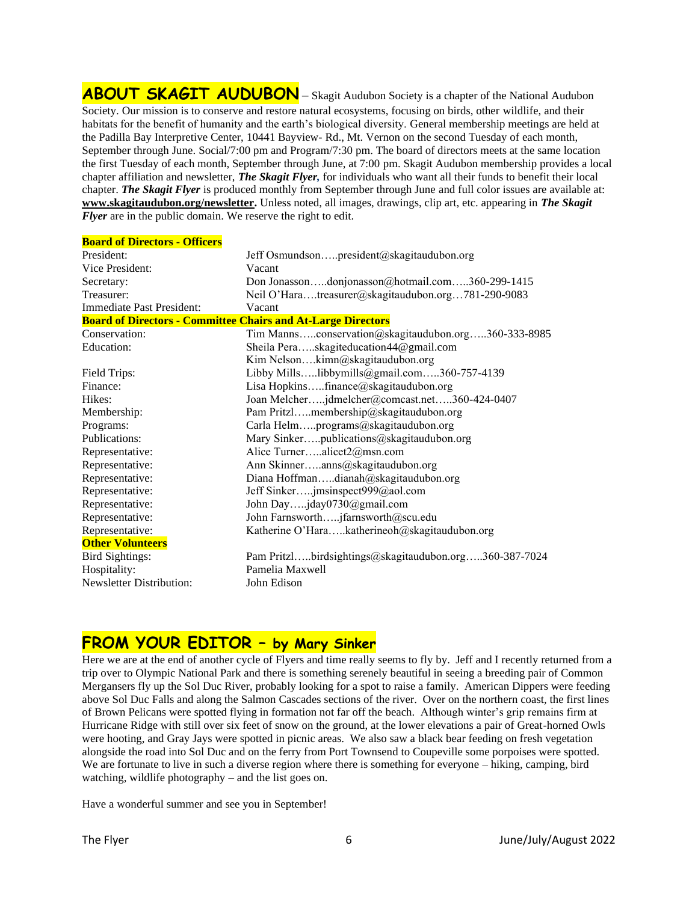## ABOUT SKAGIT AUDUBON

– Skagit Audubon Society is a chapter of the National Audubon Society. Our mission is to conserve and restore natural ecosystems, focusing on birds, other wildlife, and their habitats for the benefit of humanity and the earth's biological diversity. General membership meetings are held at the Padilla Bay Interpretive Center, 10441 Bayview- Rd., Mt. Vernon on the second Tuesday of each month, September through June. Social/7:00 pm and Program/7:30 pm. The board of directors meets at the same location the first Tuesday of each month, September through June, at 7:00 pm. Skagit Audubon membership provides a local chapter affiliation and newsletter, ***The Skagit Flyer,*** for individuals who want all their funds to benefit their local chapter. ***The Skagit Flyer*** is produced monthly from September through June and full color issues are available at: **www.skagitaudubon.org/newsletter.** Unless noted, all images, drawings, clip art, etc. appearing in ***The Skagit Flyer*** are in the public domain. We reserve the right to edit.

| | |
|---|---|
| **Board of Directors - Officers** | |
| President: | Jeff Osmundson…..president@skagitaudubon.org |
| Vice President: | Vacant |
| Secretary: | Don Jonasson…..donjonasson@hotmail.com…..360-299-1415 |
| Treasurer: | Neil O'Hara….treasurer@skagitaudubon.org…781-290-9083 |
| Immediate Past President: | Vacant |
| **Board of Directors - Committee Chairs and At-Large Directors** | |
| Conservation: | Tim Manns…..conservation@skagitaudubon.org…..360-333-8985 |
| Education: | Sheila Pera…..skagiteducation44@gmail.com |
| | Kim Nelson….kimn@skagitaudubon.org |
| Field Trips: | Libby Mills…..libbymills@gmail.com…..360-757-4139 |
| Finance: | Lisa Hopkins…..finance@skagitaudubon.org |
| Hikes: | Joan Melcher…..jdmelcher@comcast.net…..360-424-0407 |
| Membership: | Pam Pritzl…..membership@skagitaudubon.org |
| Programs: | Carla Helm…..programs@skagitaudubon.org |
| Publications: | Mary Sinker…..publications@skagitaudubon.org |
| Representative: | Alice Turner…..alicet2@msn.com |
| Representative: | Ann Skinner…..anns@skagitaudubon.org |
| Representative: | Diana Hoffman…..dianah@skagitaudubon.org |
| Representative: | Jeff Sinker…..jmsinspect999@aol.com |
| Representative: | John Day…..jday0730@gmail.com |
| Representative: | John Farnsworth…..jfarnsworth@scu.edu |
| Representative: | Katherine O'Hara…..katherineoh@skagitaudubon.org |
| **Other Volunteers** | |
| Bird Sightings: | Pam Pritzl…..birdsightings@skagitaudubon.org…..360-387-7024 |
| Hospitality: | Pamelia Maxwell |
| Newsletter Distribution: | John Edison |

## FROM YOUR EDITOR – by Mary Sinker

Here we are at the end of another cycle of Flyers and time really seems to fly by. Jeff and I recently returned from a trip over to Olympic National Park and there is something serenely beautiful in seeing a breeding pair of Common Mergansers fly up the Sol Duc River, probably looking for a spot to raise a family. American Dippers were feeding above Sol Duc Falls and along the Salmon Cascades sections of the river. Over on the northern coast, the first lines of Brown Pelicans were spotted flying in formation not far off the beach. Although winter's grip remains firm at Hurricane Ridge with still over six feet of snow on the ground, at the lower elevations a pair of Great-horned Owls were hooting, and Gray Jays were spotted in picnic areas. We also saw a black bear feeding on fresh vegetation alongside the road into Sol Duc and on the ferry from Port Townsend to Coupeville some porpoises were spotted. We are fortunate to live in such a diverse region where there is something for everyone – hiking, camping, bird watching, wildlife photography – and the list goes on.

Have a wonderful summer and see you in September!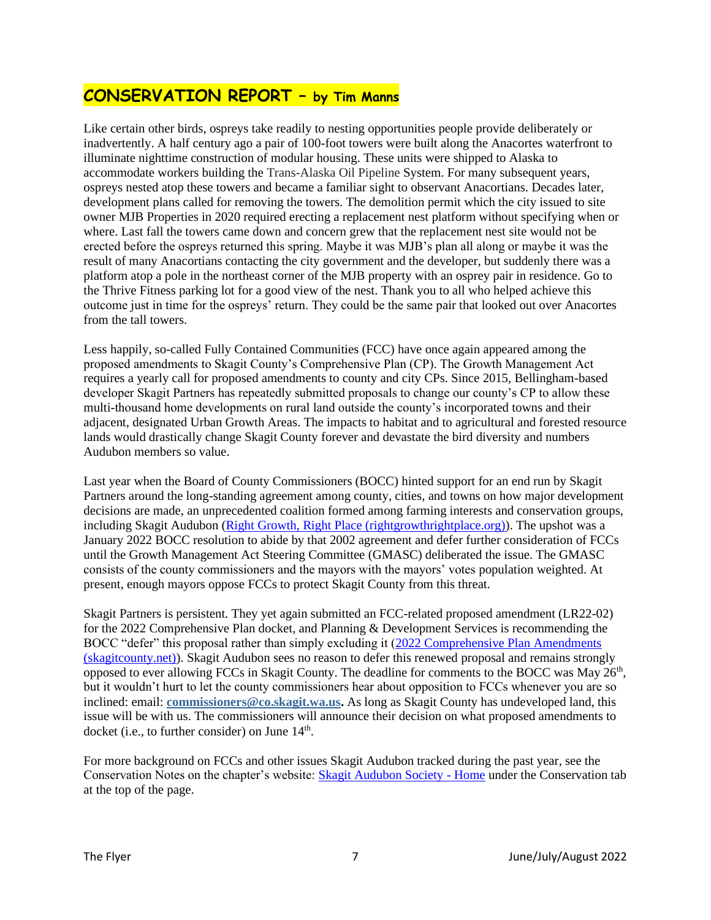## CONSERVATION REPORT – by Tim Manns

Like certain other birds, ospreys take readily to nesting opportunities people provide deliberately or inadvertently. A half century ago a pair of 100-foot towers were built along the Anacortes waterfront to illuminate nighttime construction of modular housing. These units were shipped to Alaska to accommodate workers building the Trans-Alaska Oil Pipeline System. For many subsequent years, ospreys nested atop these towers and became a familiar sight to observant Anacortians. Decades later, development plans called for removing the towers. The demolition permit which the city issued to site owner MJB Properties in 2020 required erecting a replacement nest platform without specifying when or where. Last fall the towers came down and concern grew that the replacement nest site would not be erected before the ospreys returned this spring. Maybe it was MJB's plan all along or maybe it was the result of many Anacortians contacting the city government and the developer, but suddenly there was a platform atop a pole in the northeast corner of the MJB property with an osprey pair in residence. Go to the Thrive Fitness parking lot for a good view of the nest. Thank you to all who helped achieve this outcome just in time for the ospreys' return. They could be the same pair that looked out over Anacortes from the tall towers.

Less happily, so-called Fully Contained Communities (FCC) have once again appeared among the proposed amendments to Skagit County's Comprehensive Plan (CP). The Growth Management Act requires a yearly call for proposed amendments to county and city CPs. Since 2015, Bellingham-based developer Skagit Partners has repeatedly submitted proposals to change our county's CP to allow these multi-thousand home developments on rural land outside the county's incorporated towns and their adjacent, designated Urban Growth Areas. The impacts to habitat and to agricultural and forested resource lands would drastically change Skagit County forever and devastate the bird diversity and numbers Audubon members so value.

Last year when the Board of County Commissioners (BOCC) hinted support for an end run by Skagit Partners around the long-standing agreement among county, cities, and towns on how major development decisions are made, an unprecedented coalition formed among farming interests and conservation groups, including Skagit Audubon ([Right Growth, Right Place (rightgrowthrightplace.org)](http://rightgrowthrightplace.org)). The upshot was a January 2022 BOCC resolution to abide by that 2002 agreement and defer further consideration of FCCs until the Growth Management Act Steering Committee (GMASC) deliberated the issue. The GMASC consists of the county commissioners and the mayors with the mayors' votes population weighted. At present, enough mayors oppose FCCs to protect Skagit County from this threat.

Skagit Partners is persistent. They yet again submitted an FCC-related proposed amendment (LR22-02) for the 2022 Comprehensive Plan docket, and Planning & Development Services is recommending the BOCC "defer" this proposal rather than simply excluding it ([2022 Comprehensive Plan Amendments (skagitcounty.net)](http://skagitcounty.net)). Skagit Audubon sees no reason to defer this renewed proposal and remains strongly opposed to ever allowing FCCs in Skagit County. The deadline for comments to the BOCC was May 26th, but it wouldn't hurt to let the county commissioners hear about opposition to FCCs whenever you are so inclined: email: **[commissioners@co.skagit.wa.us](mailto:commissioners@co.skagit.wa.us).** As long as Skagit County has undeveloped land, this issue will be with us. The commissioners will announce their decision on what proposed amendments to docket (i.e., to further consider) on June 14th.

For more background on FCCs and other issues Skagit Audubon tracked during the past year, see the Conservation Notes on the chapter's website: [Skagit Audubon Society - Home]() under the Conservation tab at the top of the page.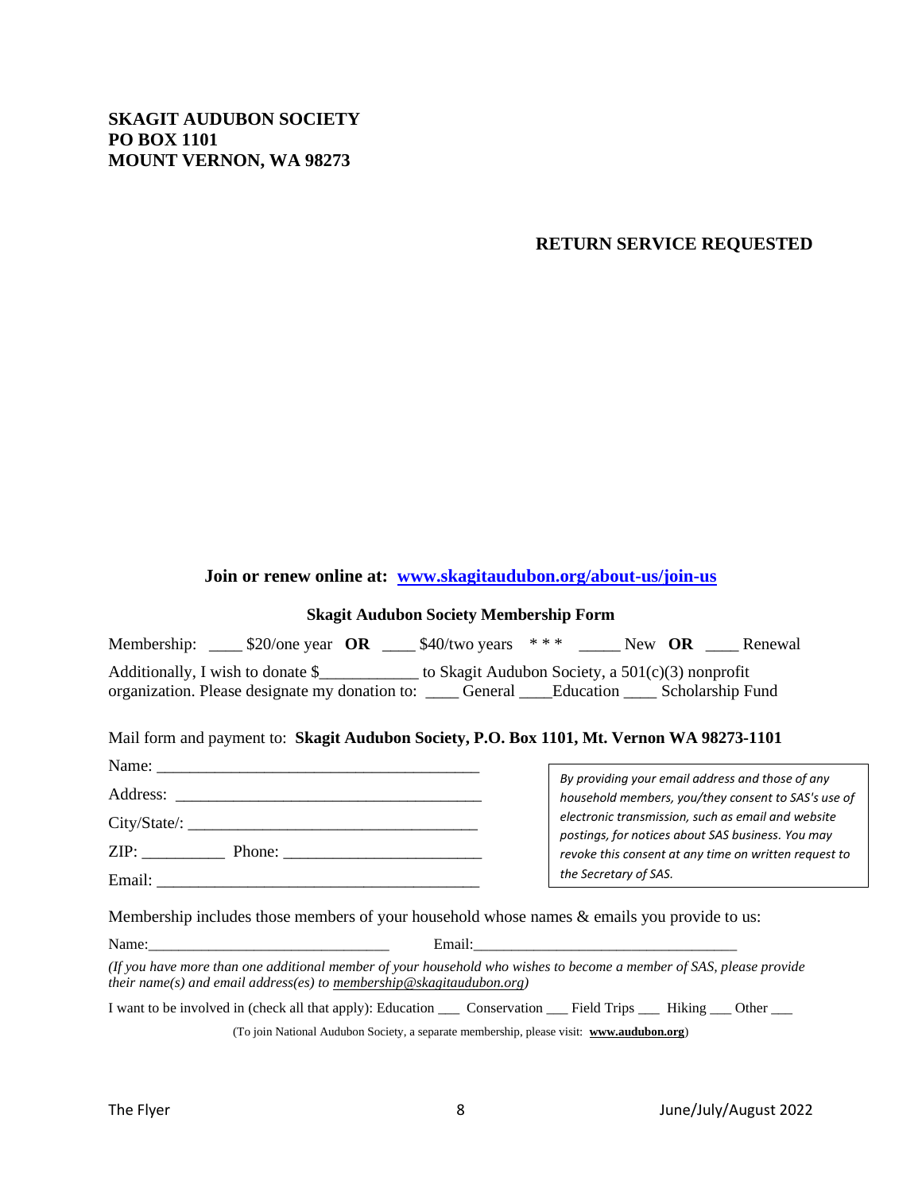**SKAGIT AUDUBON SOCIETY**
**PO BOX 1101**
**MOUNT VERNON, WA 98273**

**RETURN SERVICE REQUESTED**

**Join or renew online at: [www.skagitaudubon.org/about-us/join-us](www.skagitaudubon.org/about-us/join-us)**

**Skagit Audubon Society Membership Form**

Membership: ____ $20/one year **OR** ____ $40/two years * * * _____ New **OR** ____ Renewal

Additionally, I wish to donate $___________ to Skagit Audubon Society, a 501(c)(3) nonprofit organization. Please designate my donation to: ____ General ____Education ____ Scholarship Fund

Mail form and payment to: **Skagit Audubon Society, P.O. Box 1101, Mt. Vernon WA 98273-1101**

Name: _______________________________________

Address: _____________________________________

City/State/: ___________________________________

ZIP: __________ Phone: ________________________

Email: _______________________________________

*By providing your email address and those of any household members, you/they consent to SAS's use of electronic transmission, such as email and website postings, for notices about SAS business. You may revoke this consent at any time on written request to the Secretary of SAS.*

Membership includes those members of your household whose names & emails you provide to us:

Name:_______________________________ Email:__________________________________

*(If you have more than one additional member of your household who wishes to become a member of SAS, please provide their name(s) and email address(es) to membership@skagitaudubon.org)*

I want to be involved in (check all that apply): Education ___ Conservation ___ Field Trips ___ Hiking ___ Other ___

(To join National Audubon Society, a separate membership, please visit: **www.audubon.org**)